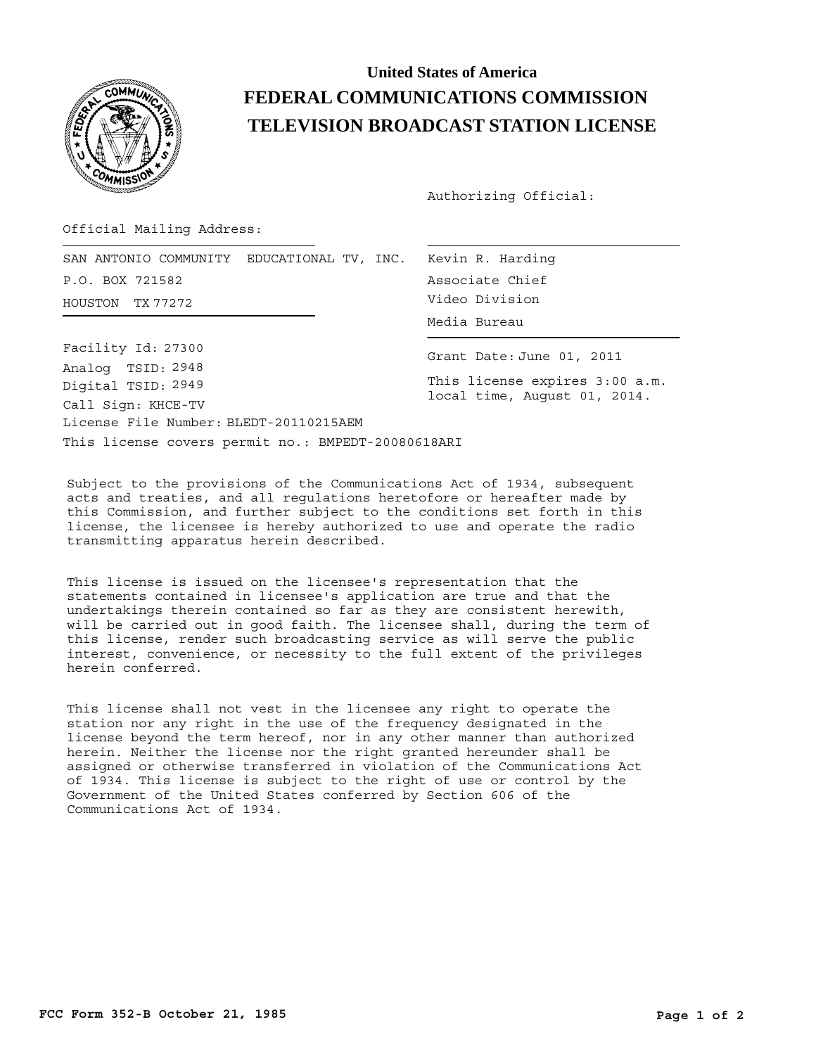# United States of America
# FEDERAL COMMUNICATIONS COMMISSION
# TELEVISION BROADCAST STATION LICENSE

Authorizing Official:

Official Mailing Address:

SAN ANTONIO COMMUNITY EDUCATIONAL TV, INC.
P.O. BOX 721582
HOUSTON TX 77272

Kevin R. Harding
Associate Chief
Video Division
Media Bureau

Facility Id: 27300
Analog TSID: 2948
Digital TSID: 2949
Call Sign: KHCE-TV
License File Number: BLEDT-20110215AEM

Grant Date: June 01, 2011

This license expires 3:00 a.m. local time, August 01, 2014.

This license covers permit no.: BMPEDT-20080618ARI

Subject to the provisions of the Communications Act of 1934, subsequent acts and treaties, and all regulations heretofore or hereafter made by this Commission, and further subject to the conditions set forth in this license, the licensee is hereby authorized to use and operate the radio transmitting apparatus herein described.

This license is issued on the licensee's representation that the statements contained in licensee's application are true and that the undertakings therein contained so far as they are consistent herewith, will be carried out in good faith. The licensee shall, during the term of this license, render such broadcasting service as will serve the public interest, convenience, or necessity to the full extent of the privileges herein conferred.

This license shall not vest in the licensee any right to operate the station nor any right in the use of the frequency designated in the license beyond the term hereof, nor in any other manner than authorized herein. Neither the license nor the right granted hereunder shall be assigned or otherwise transferred in violation of the Communications Act of 1934. This license is subject to the right of use or control by the Government of the United States conferred by Section 606 of the Communications Act of 1934.

**FCC Form 352-B October 21, 1985**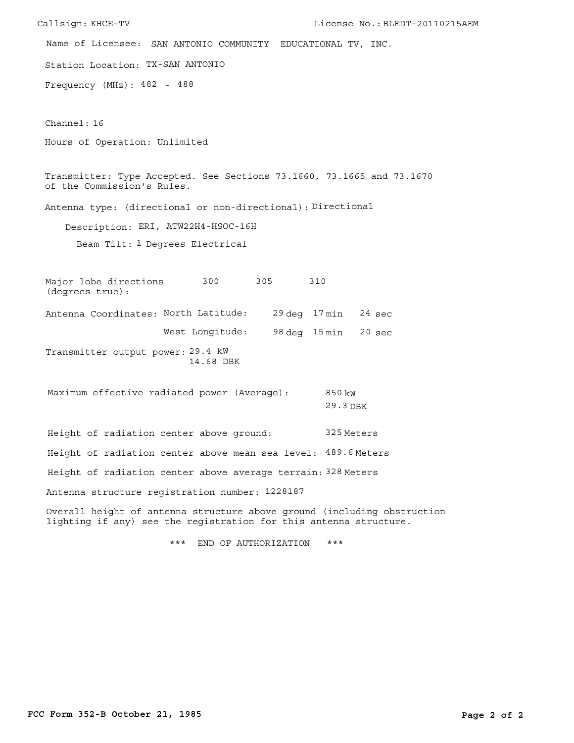Callsign: KHCE-TV License No.: BLEDT-20110215AEM

Name of Licensee: SAN ANTONIO COMMUNITY EDUCATIONAL TV, INC.

Station Location: TX-SAN ANTONIO

Frequency (MHz): 482 - 488

Channel: 16

Hours of Operation: Unlimited

Transmitter: Type Accepted. See Sections 73.1660, 73.1665 and 73.1670 of the Commission's Rules.

Antenna type: (directional or non-directional): Directional

Description: ERI, ATW22H4-HSOC-16H

Beam Tilt: 1 Degrees Electrical

Major lobe directions (degrees true): 300 305 310

Antenna Coordinates: North Latitude: 29 deg 17 min 24 sec

West Longitude: 98 deg 15 min 20 sec

Transmitter output power: 29.4 kW
14.68 DBK

Maximum effective radiated power (Average): 850 kW
29.3 DBK

Height of radiation center above ground: 325 Meters

Height of radiation center above mean sea level: 489.6 Meters

Height of radiation center above average terrain: 328 Meters

Antenna structure registration number: 1228187

Overall height of antenna structure above ground (including obstruction lighting if any) see the registration for this antenna structure.

*** END OF AUTHORIZATION ***

FCC Form 352-B October 21, 1985